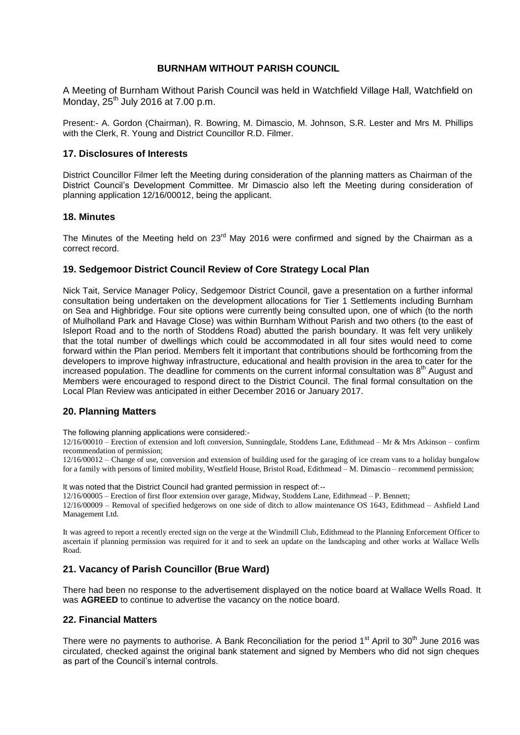**BURNHAM WITHOUT PARISH COUNCIL**

A Meeting of Burnham Without Parish Council was held in Watchfield Village Hall, Watchfield on Monday, 25th July 2016 at 7.00 p.m.

Present:- A. Gordon (Chairman), R. Bowring, M. Dimascio, M. Johnson, S.R. Lester and Mrs M. Phillips with the Clerk, R. Young and District Councillor R.D. Filmer.

## 17. Disclosures of Interests

District Councillor Filmer left the Meeting during consideration of the planning matters as Chairman of the District Council's Development Committee. Mr Dimascio also left the Meeting during consideration of planning application 12/16/00012, being the applicant.

## 18. Minutes

The Minutes of the Meeting held on 23rd May 2016 were confirmed and signed by the Chairman as a correct record.

## 19. Sedgemoor District Council Review of Core Strategy Local Plan

Nick Tait, Service Manager Policy, Sedgemoor District Council, gave a presentation on a further informal consultation being undertaken on the development allocations for Tier 1 Settlements including Burnham on Sea and Highbridge. Four site options were currently being consulted upon, one of which (to the north of Mulholland Park and Havage Close) was within Burnham Without Parish and two others (to the east of Isleport Road and to the north of Stoddens Road) abutted the parish boundary. It was felt very unlikely that the total number of dwellings which could be accommodated in all four sites would need to come forward within the Plan period. Members felt it important that contributions should be forthcoming from the developers to improve highway infrastructure, educational and health provision in the area to cater for the increased population. The deadline for comments on the current informal consultation was 8th August and Members were encouraged to respond direct to the District Council. The final formal consultation on the Local Plan Review was anticipated in either December 2016 or January 2017.

## 20. Planning Matters

The following planning applications were considered:-

12/16/00010 – Erection of extension and loft conversion, Sunningdale, Stoddens Lane, Edithmead – Mr & Mrs Atkinson – confirm recommendation of permission;

12/16/00012 – Change of use, conversion and extension of building used for the garaging of ice cream vans to a holiday bungalow for a family with persons of limited mobility, Westfield House, Bristol Road, Edithmead – M. Dimascio – recommend permission;

It was noted that the District Council had granted permission in respect of:--

12/16/00005 – Erection of first floor extension over garage, Midway, Stoddens Lane, Edithmead – P. Bennett;

12/16/00009 – Removal of specified hedgerows on one side of ditch to allow maintenance OS 1643, Edithmead – Ashfield Land Management Ltd.

It was agreed to report a recently erected sign on the verge at the Windmill Club, Edithmead to the Planning Enforcement Officer to ascertain if planning permission was required for it and to seek an update on the landscaping and other works at Wallace Wells Road.

## 21. Vacancy of Parish Councillor (Brue Ward)

There had been no response to the advertisement displayed on the notice board at Wallace Wells Road. It was **AGREED** to continue to advertise the vacancy on the notice board.

## 22. Financial Matters

There were no payments to authorise. A Bank Reconciliation for the period 1st April to 30th June 2016 was circulated, checked against the original bank statement and signed by Members who did not sign cheques as part of the Council's internal controls.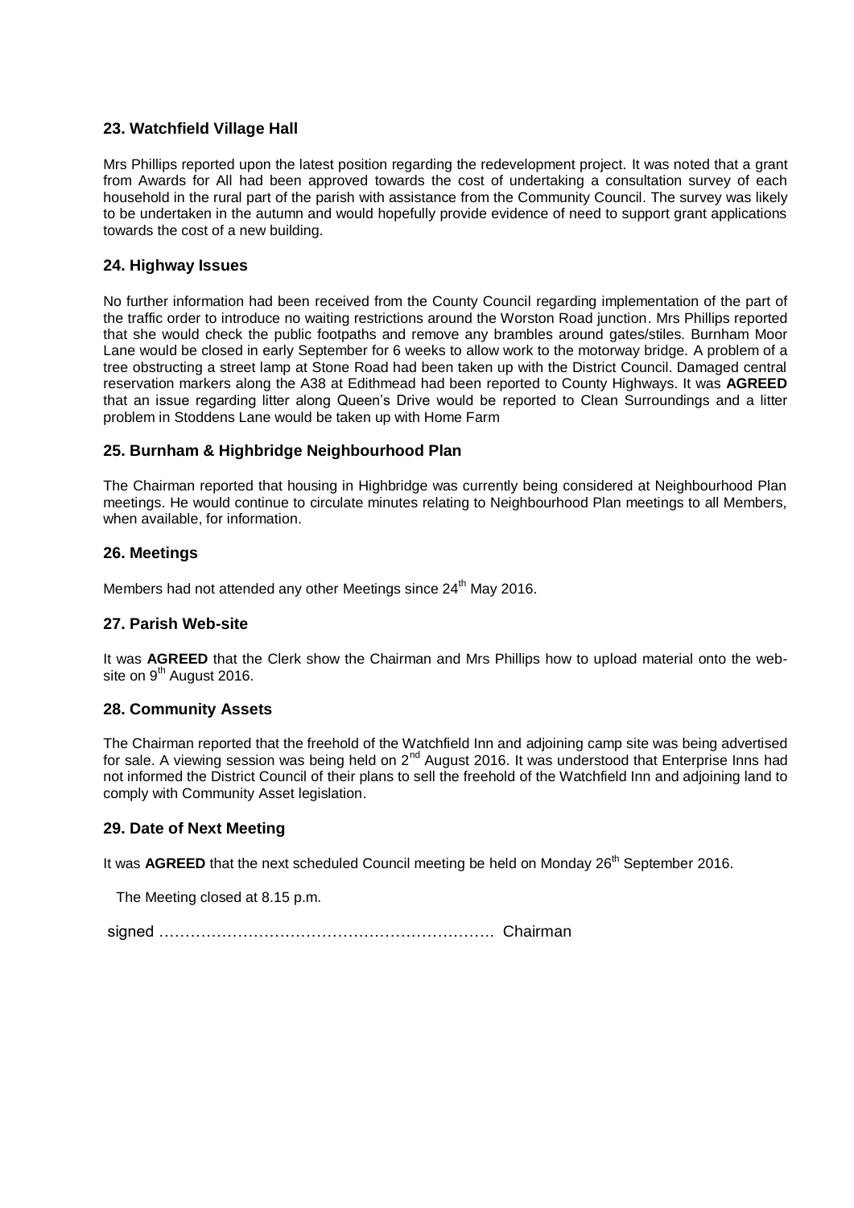### 23. Watchfield Village Hall

Mrs Phillips reported upon the latest position regarding the redevelopment project. It was noted that a grant from Awards for All had been approved towards the cost of undertaking a consultation survey of each household in the rural part of the parish with assistance from the Community Council. The survey was likely to be undertaken in the autumn and would hopefully provide evidence of need to support grant applications towards the cost of a new building.

### 24. Highway Issues

No further information had been received from the County Council regarding implementation of the part of the traffic order to introduce no waiting restrictions around the Worston Road junction. Mrs Phillips reported that she would check the public footpaths and remove any brambles around gates/stiles. Burnham Moor Lane would be closed in early September for 6 weeks to allow work to the motorway bridge. A problem of a tree obstructing a street lamp at Stone Road had been taken up with the District Council. Damaged central reservation markers along the A38 at Edithmead had been reported to County Highways. It was **AGREED** that an issue regarding litter along Queen's Drive would be reported to Clean Surroundings and a litter problem in Stoddens Lane would be taken up with Home Farm

### 25. Burnham & Highbridge Neighbourhood Plan

The Chairman reported that housing in Highbridge was currently being considered at Neighbourhood Plan meetings. He would continue to circulate minutes relating to Neighbourhood Plan meetings to all Members, when available, for information.

### 26. Meetings

Members had not attended any other Meetings since 24th May 2016.

### 27. Parish Web-site

It was **AGREED** that the Clerk show the Chairman and Mrs Phillips how to upload material onto the web-site on 9th August 2016.

### 28. Community Assets

The Chairman reported that the freehold of the Watchfield Inn and adjoining camp site was being advertised for sale. A viewing session was being held on 2nd August 2016. It was understood that Enterprise Inns had not informed the District Council of their plans to sell the freehold of the Watchfield Inn and adjoining land to comply with Community Asset legislation.

### 29. Date of Next Meeting

It was **AGREED** that the next scheduled Council meeting be held on Monday 26th September 2016.

The Meeting closed at 8.15 p.m.

signed ……………………………………………………… Chairman